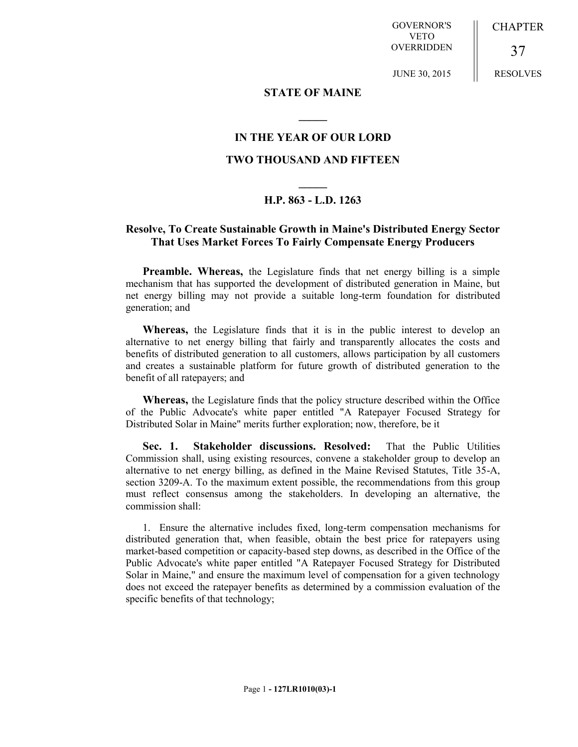GOVERNOR'S VETO OVERRIDDEN

JUNE 30, 2015

CHAPTER 37

RESOLVES

# STATE OF MAINE

## IN THE YEAR OF OUR LORD

## TWO THOUSAND AND FIFTEEN

## H.P. 863 - L.D. 1263

## Resolve, To Create Sustainable Growth in Maine's Distributed Energy Sector That Uses Market Forces To Fairly Compensate Energy Producers

**Preamble. Whereas,** the Legislature finds that net energy billing is a simple mechanism that has supported the development of distributed generation in Maine, but net energy billing may not provide a suitable long-term foundation for distributed generation; and

**Whereas,** the Legislature finds that it is in the public interest to develop an alternative to net energy billing that fairly and transparently allocates the costs and benefits of distributed generation to all customers, allows participation by all customers and creates a sustainable platform for future growth of distributed generation to the benefit of all ratepayers; and

**Whereas,** the Legislature finds that the policy structure described within the Office of the Public Advocate's white paper entitled "A Ratepayer Focused Strategy for Distributed Solar in Maine" merits further exploration; now, therefore, be it

**Sec. 1. Stakeholder discussions. Resolved:** That the Public Utilities Commission shall, using existing resources, convene a stakeholder group to develop an alternative to net energy billing, as defined in the Maine Revised Statutes, Title 35-A, section 3209-A. To the maximum extent possible, the recommendations from this group must reflect consensus among the stakeholders. In developing an alternative, the commission shall:

1. Ensure the alternative includes fixed, long-term compensation mechanisms for distributed generation that, when feasible, obtain the best price for ratepayers using market-based competition or capacity-based step downs, as described in the Office of the Public Advocate's white paper entitled "A Ratepayer Focused Strategy for Distributed Solar in Maine," and ensure the maximum level of compensation for a given technology does not exceed the ratepayer benefits as determined by a commission evaluation of the specific benefits of that technology;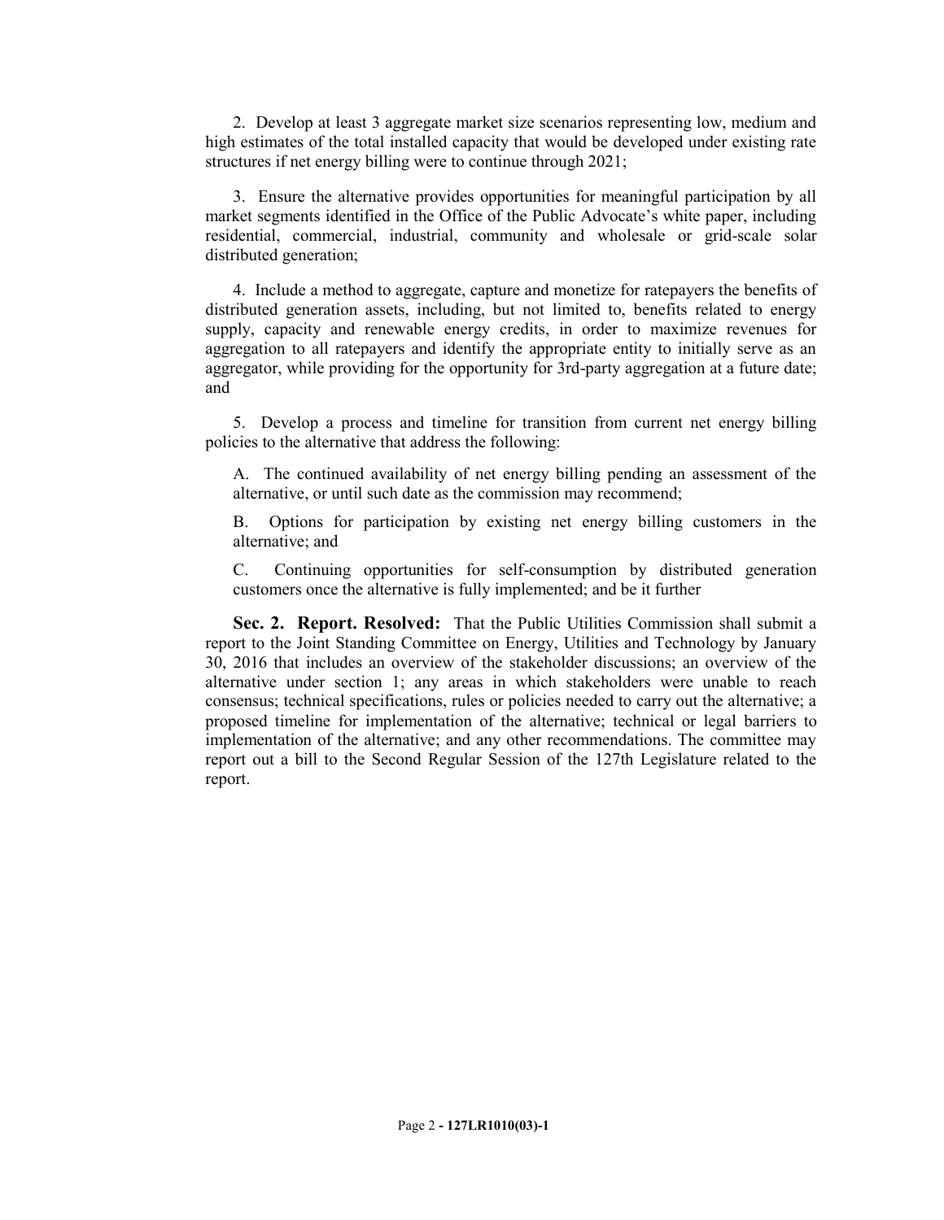2. Develop at least 3 aggregate market size scenarios representing low, medium and high estimates of the total installed capacity that would be developed under existing rate structures if net energy billing were to continue through 2021;

3. Ensure the alternative provides opportunities for meaningful participation by all market segments identified in the Office of the Public Advocate's white paper, including residential, commercial, industrial, community and wholesale or grid-scale solar distributed generation;

4. Include a method to aggregate, capture and monetize for ratepayers the benefits of distributed generation assets, including, but not limited to, benefits related to energy supply, capacity and renewable energy credits, in order to maximize revenues for aggregation to all ratepayers and identify the appropriate entity to initially serve as an aggregator, while providing for the opportunity for 3rd-party aggregation at a future date; and

5. Develop a process and timeline for transition from current net energy billing policies to the alternative that address the following:

A. The continued availability of net energy billing pending an assessment of the alternative, or until such date as the commission may recommend;

B. Options for participation by existing net energy billing customers in the alternative; and

C. Continuing opportunities for self-consumption by distributed generation customers once the alternative is fully implemented; and be it further

**Sec. 2. Report. Resolved:** That the Public Utilities Commission shall submit a report to the Joint Standing Committee on Energy, Utilities and Technology by January 30, 2016 that includes an overview of the stakeholder discussions; an overview of the alternative under section 1; any areas in which stakeholders were unable to reach consensus; technical specifications, rules or policies needed to carry out the alternative; a proposed timeline for implementation of the alternative; technical or legal barriers to implementation of the alternative; and any other recommendations. The committee may report out a bill to the Second Regular Session of the 127th Legislature related to the report.